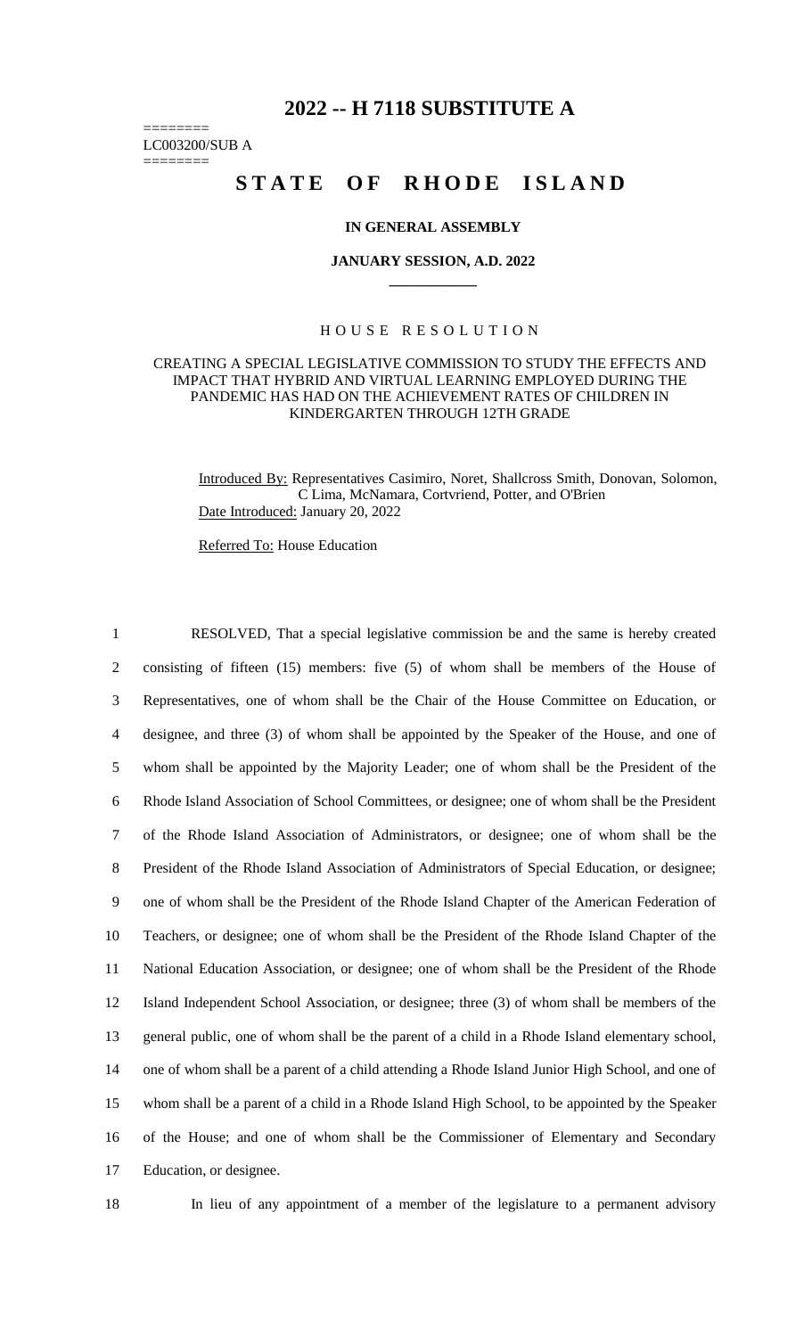# 2022 -- H 7118 SUBSTITUTE A

========
LC003200/SUB A
========

## STATE OF RHODE ISLAND

### IN GENERAL ASSEMBLY

### JANUARY SESSION, A.D. 2022

---

HOUSE RESOLUTION

CREATING A SPECIAL LEGISLATIVE COMMISSION TO STUDY THE EFFECTS AND IMPACT THAT HYBRID AND VIRTUAL LEARNING EMPLOYED DURING THE PANDEMIC HAS HAD ON THE ACHIEVEMENT RATES OF CHILDREN IN KINDERGARTEN THROUGH 12TH GRADE

Introduced By: Representatives Casimiro, Noret, Shallcross Smith, Donovan, Solomon, C Lima, McNamara, Cortvriend, Potter, and O'Brien
Date Introduced: January 20, 2022

Referred To: House Education

1 RESOLVED, That a special legislative commission be and the same is hereby created
2 consisting of fifteen (15) members: five (5) of whom shall be members of the House of
3 Representatives, one of whom shall be the Chair of the House Committee on Education, or
4 designee, and three (3) of whom shall be appointed by the Speaker of the House, and one of
5 whom shall be appointed by the Majority Leader; one of whom shall be the President of the
6 Rhode Island Association of School Committees, or designee; one of whom shall be the President
7 of the Rhode Island Association of Administrators, or designee; one of whom shall be the
8 President of the Rhode Island Association of Administrators of Special Education, or designee;
9 one of whom shall be the President of the Rhode Island Chapter of the American Federation of
10 Teachers, or designee; one of whom shall be the President of the Rhode Island Chapter of the
11 National Education Association, or designee; one of whom shall be the President of the Rhode
12 Island Independent School Association, or designee; three (3) of whom shall be members of the
13 general public, one of whom shall be the parent of a child in a Rhode Island elementary school,
14 one of whom shall be a parent of a child attending a Rhode Island Junior High School, and one of
15 whom shall be a parent of a child in a Rhode Island High School, to be appointed by the Speaker
16 of the House; and one of whom shall be the Commissioner of Elementary and Secondary
17 Education, or designee.

18 In lieu of any appointment of a member of the legislature to a permanent advisory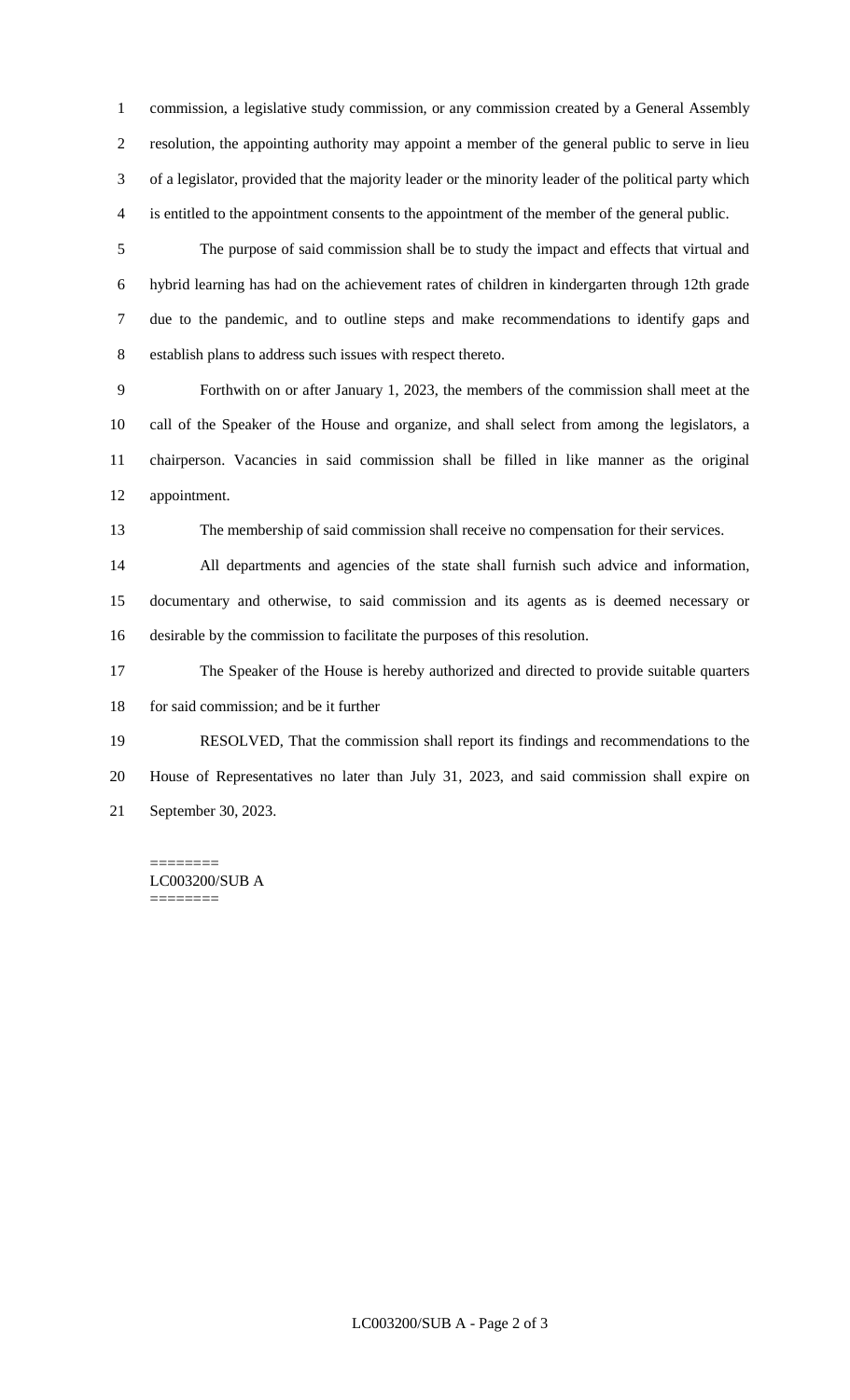commission, a legislative study commission, or any commission created by a General Assembly resolution, the appointing authority may appoint a member of the general public to serve in lieu of a legislator, provided that the majority leader or the minority leader of the political party which is entitled to the appointment consents to the appointment of the member of the general public.

The purpose of said commission shall be to study the impact and effects that virtual and hybrid learning has had on the achievement rates of children in kindergarten through 12th grade due to the pandemic, and to outline steps and make recommendations to identify gaps and establish plans to address such issues with respect thereto.

Forthwith on or after January 1, 2023, the members of the commission shall meet at the call of the Speaker of the House and organize, and shall select from among the legislators, a chairperson. Vacancies in said commission shall be filled in like manner as the original appointment.

The membership of said commission shall receive no compensation for their services.

All departments and agencies of the state shall furnish such advice and information, documentary and otherwise, to said commission and its agents as is deemed necessary or desirable by the commission to facilitate the purposes of this resolution.

The Speaker of the House is hereby authorized and directed to provide suitable quarters for said commission; and be it further

RESOLVED, That the commission shall report its findings and recommendations to the House of Representatives no later than July 31, 2023, and said commission shall expire on September 30, 2023.

========
LC003200/SUB A
========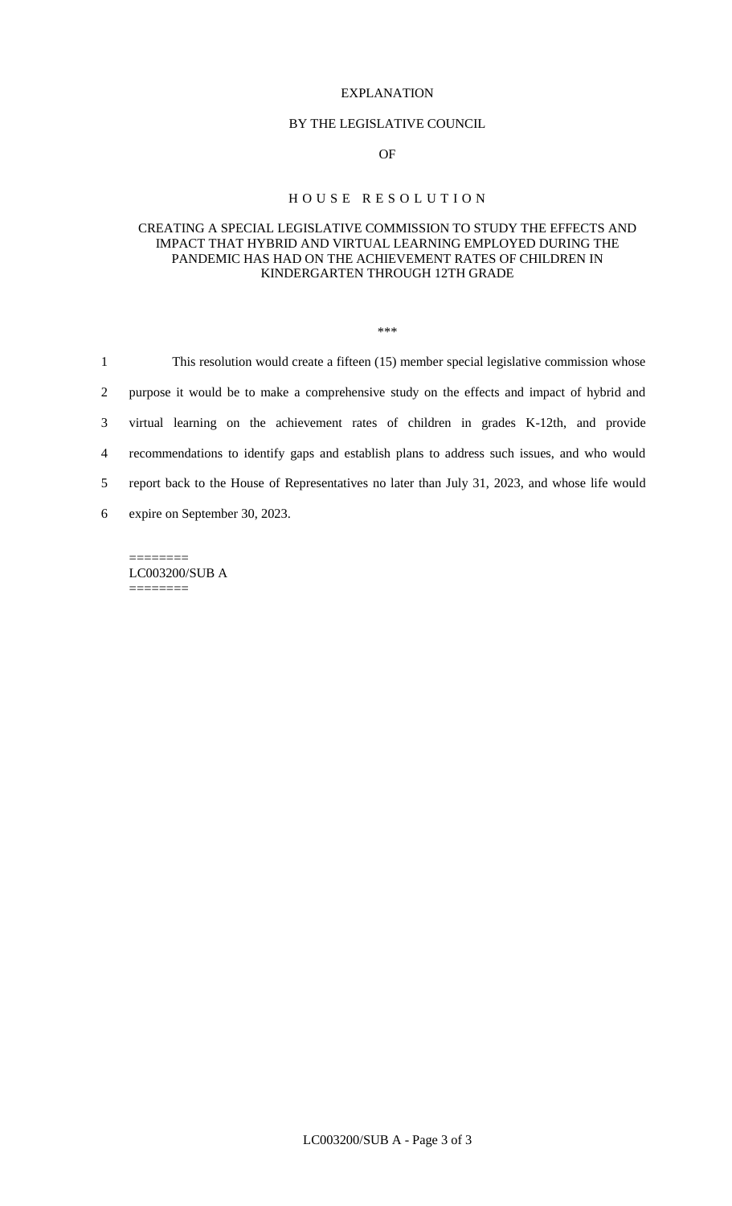EXPLANATION

BY THE LEGISLATIVE COUNCIL

OF

# H O U S E   R E S O L U T I O N

CREATING A SPECIAL LEGISLATIVE COMMISSION TO STUDY THE EFFECTS AND IMPACT THAT HYBRID AND VIRTUAL LEARNING EMPLOYED DURING THE PANDEMIC HAS HAD ON THE ACHIEVEMENT RATES OF CHILDREN IN KINDERGARTEN THROUGH 12TH GRADE

***

1 This resolution would create a fifteen (15) member special legislative commission whose
2 purpose it would be to make a comprehensive study on the effects and impact of hybrid and
3 virtual learning on the achievement rates of children in grades K-12th, and provide
4 recommendations to identify gaps and establish plans to address such issues, and who would
5 report back to the House of Representatives no later than July 31, 2023, and whose life would
6 expire on September 30, 2023.

========
LC003200/SUB A
========